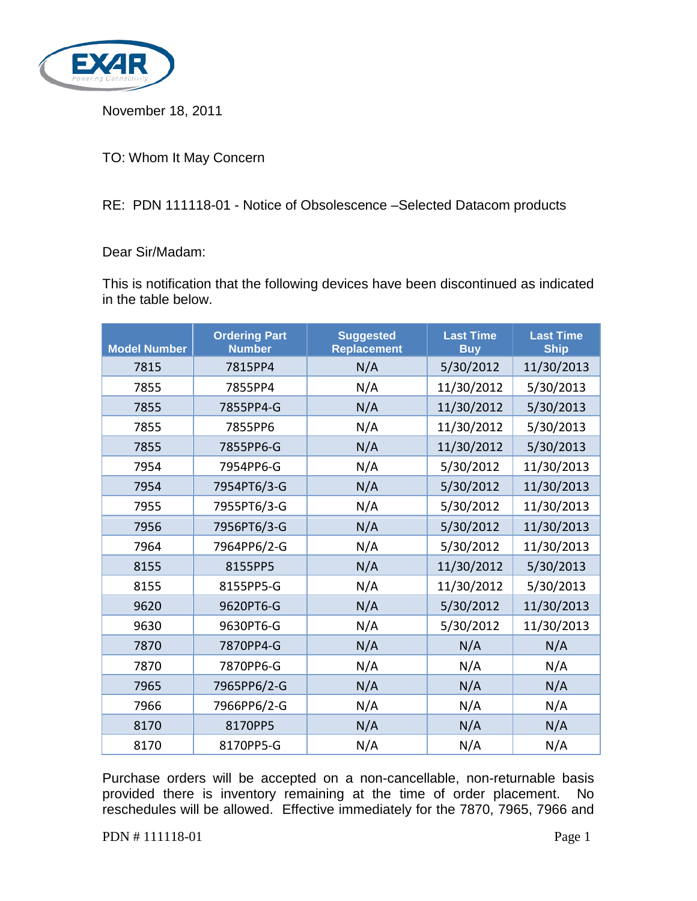November 18, 2011

TO: Whom It May Concern

RE: PDN 111118-01 - Notice of Obsolescence –Selected Datacom products

Dear Sir/Madam:

This is notification that the following devices have been discontinued as indicated in the table below.

| Model Number | Ordering Part Number | Suggested Replacement | Last Time Buy | Last Time Ship |
|---|---|---|---|---|
| 7815 | 7815PP4 | N/A | 5/30/2012 | 11/30/2013 |
| 7855 | 7855PP4 | N/A | 11/30/2012 | 5/30/2013 |
| 7855 | 7855PP4-G | N/A | 11/30/2012 | 5/30/2013 |
| 7855 | 7855PP6 | N/A | 11/30/2012 | 5/30/2013 |
| 7855 | 7855PP6-G | N/A | 11/30/2012 | 5/30/2013 |
| 7954 | 7954PP6-G | N/A | 5/30/2012 | 11/30/2013 |
| 7954 | 7954PT6/3-G | N/A | 5/30/2012 | 11/30/2013 |
| 7955 | 7955PT6/3-G | N/A | 5/30/2012 | 11/30/2013 |
| 7956 | 7956PT6/3-G | N/A | 5/30/2012 | 11/30/2013 |
| 7964 | 7964PP6/2-G | N/A | 5/30/2012 | 11/30/2013 |
| 8155 | 8155PP5 | N/A | 11/30/2012 | 5/30/2013 |
| 8155 | 8155PP5-G | N/A | 11/30/2012 | 5/30/2013 |
| 9620 | 9620PT6-G | N/A | 5/30/2012 | 11/30/2013 |
| 9630 | 9630PT6-G | N/A | 5/30/2012 | 11/30/2013 |
| 7870 | 7870PP4-G | N/A | N/A | N/A |
| 7870 | 7870PP6-G | N/A | N/A | N/A |
| 7965 | 7965PP6/2-G | N/A | N/A | N/A |
| 7966 | 7966PP6/2-G | N/A | N/A | N/A |
| 8170 | 8170PP5 | N/A | N/A | N/A |
| 8170 | 8170PP5-G | N/A | N/A | N/A |

Purchase orders will be accepted on a non-cancellable, non-returnable basis provided there is inventory remaining at the time of order placement. No reschedules will be allowed. Effective immediately for the 7870, 7965, 7966 and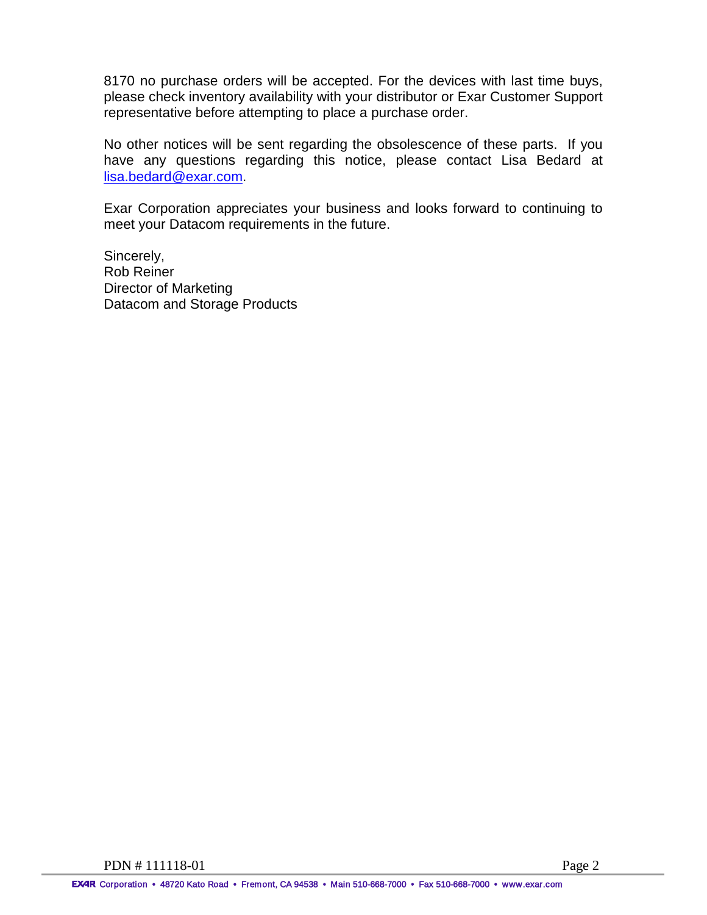8170 no purchase orders will be accepted. For the devices with last time buys, please check inventory availability with your distributor or Exar Customer Support representative before attempting to place a purchase order.

No other notices will be sent regarding the obsolescence of these parts. If you have any questions regarding this notice, please contact Lisa Bedard at lisa.bedard@exar.com.

Exar Corporation appreciates your business and looks forward to continuing to meet your Datacom requirements in the future.

Sincerely,
Rob Reiner
Director of Marketing
Datacom and Storage Products